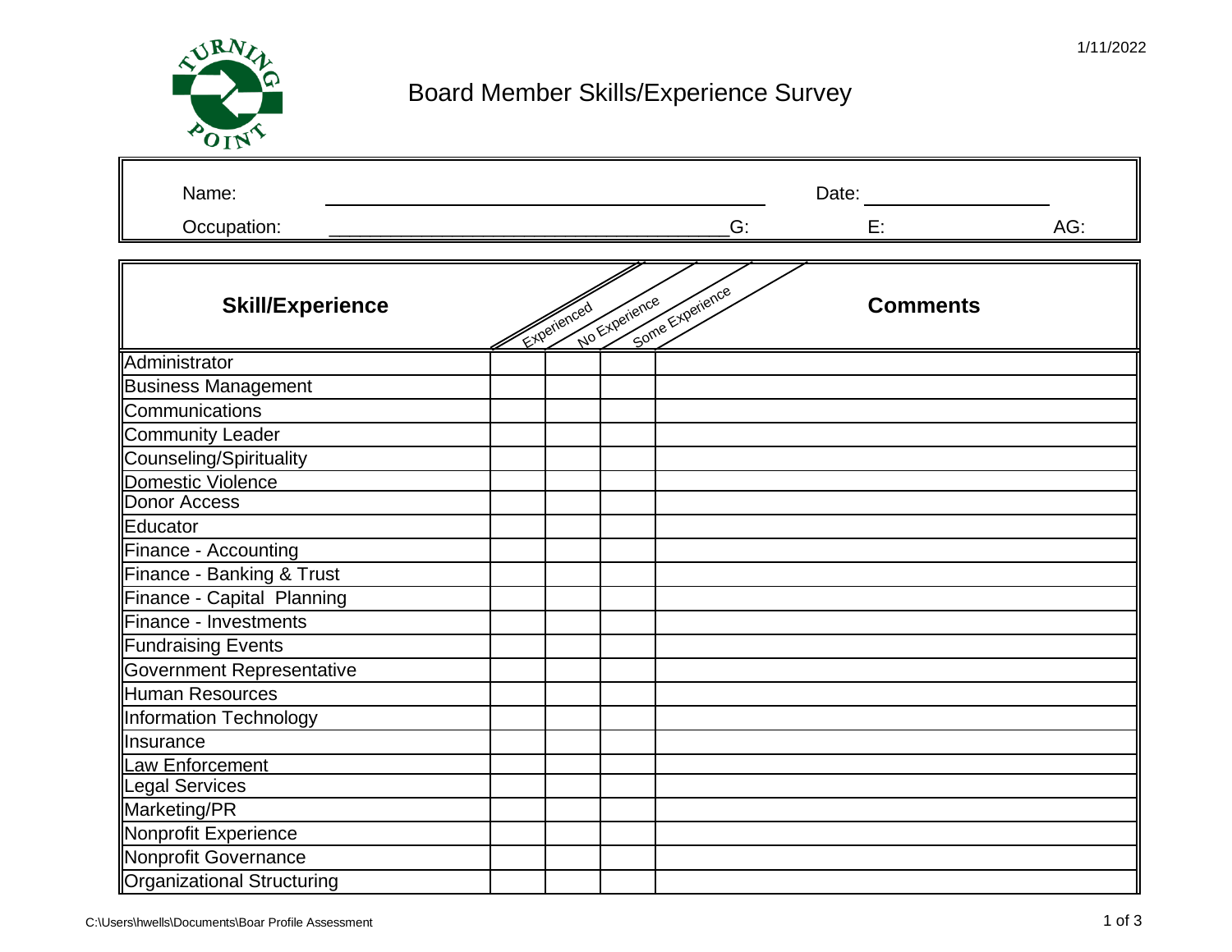TURNING POINT

# Board Member Skills/Experience Survey

1/11/2022

Name: ______________________ Date: ______________

Occupation: ______________________ G: E: AG:

| Skill/Experience | Experienced | No Experience | Some Experience | Comments |
|---|---|---|---|---|
| Administrator | | | | |
| Business Management | | | | |
| Communications | | | | |
| Community Leader | | | | |
| Counseling/Spirituality | | | | |
| Domestic Violence | | | | |
| Donor Access | | | | |
| Educator | | | | |
| Finance - Accounting | | | | |
| Finance - Banking & Trust | | | | |
| Finance - Capital Planning | | | | |
| Finance - Investments | | | | |
| Fundraising Events | | | | |
| Government Representative | | | | |
| Human Resources | | | | |
| Information Technology | | | | |
| Insurance | | | | |
| Law Enforcement | | | | |
| Legal Services | | | | |
| Marketing/PR | | | | |
| Nonprofit Experience | | | | |
| Nonprofit Governance | | | | |
| Organizational Structuring | | | | |

C:\Users\hwells\Documents\Boar Profile Assessment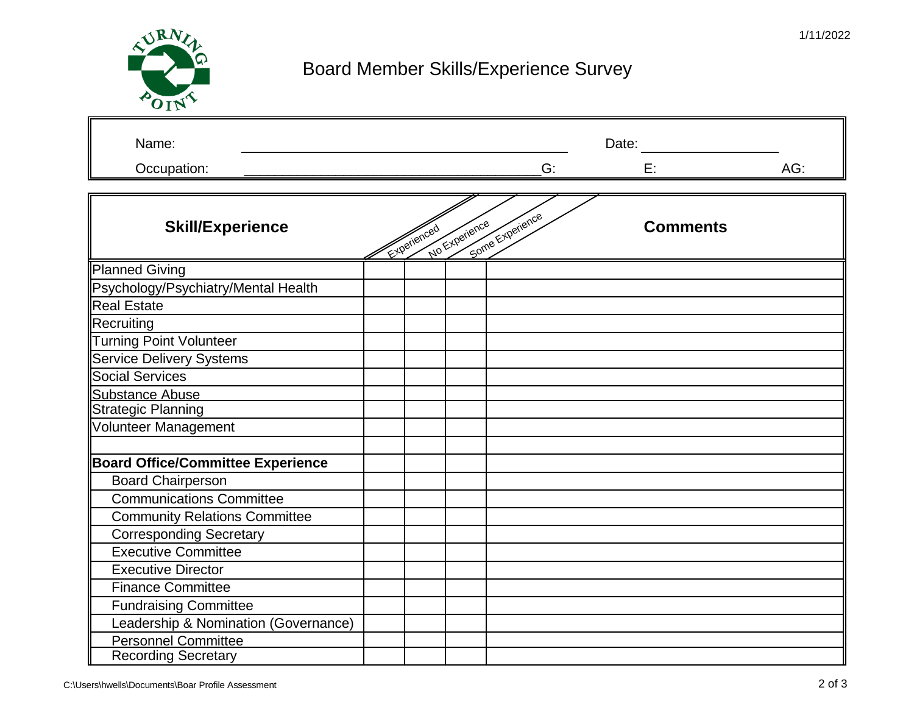TURNING POINT

# Board Member Skills/Experience Survey

1/11/2022

Name: ______________________________ Date: ____________________

Occupation: ______________________________ G: E: AG:

| Skill/Experience | Experienced | No Experience | Some Experience | Comments |
|---|---|---|---|---|
| Planned Giving | | | | |
| Psychology/Psychiatry/Mental Health | | | | |
| Real Estate | | | | |
| Recruiting | | | | |
| Turning Point Volunteer | | | | |
| Service Delivery Systems | | | | |
| Social Services | | | | |
| Substance Abuse | | | | |
| Strategic Planning | | | | |
| Volunteer Management | | | | |
| | | | | |
| **Board Office/Committee Experience** | | | | |
| Board Chairperson | | | | |
| Communications Committee | | | | |
| Community Relations Committee | | | | |
| Corresponding Secretary | | | | |
| Executive Committee | | | | |
| Executive Director | | | | |
| Finance Committee | | | | |
| Fundraising Committee | | | | |
| Leadership & Nomination (Governance) | | | | |
| Personnel Committee | | | | |
| Recording Secretary | | | | |

C:\Users\hwells\Documents\Boar Profile Assessment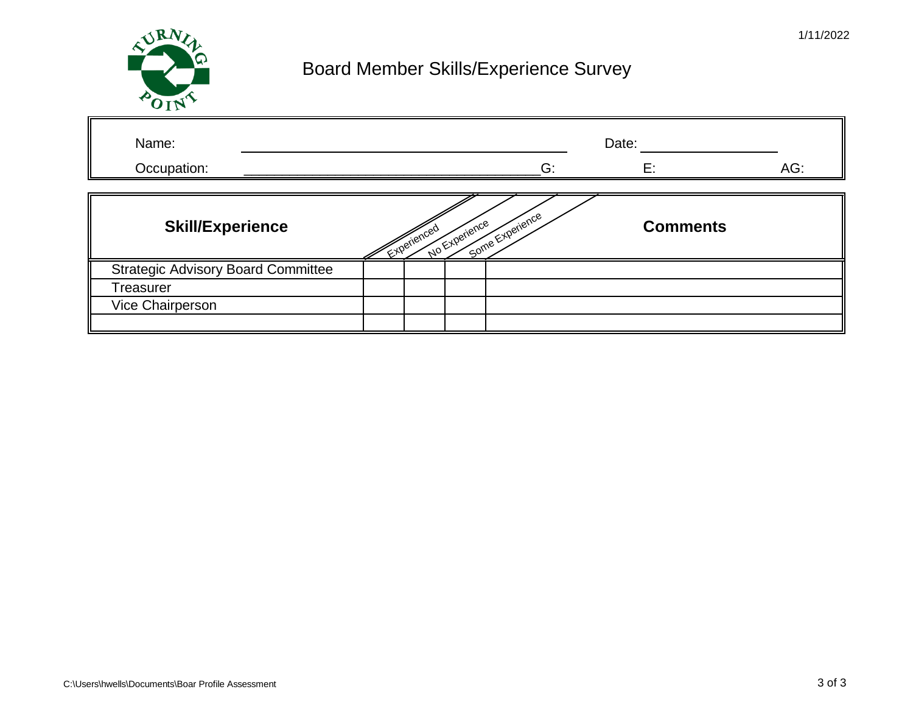# Board Member Skills/Experience Survey

Name: ______________________________ Date: ________________

Occupation: ______________________________ G: E: AG:

| Skill/Experience | Experienced | No Experience | Some Experience | Comments |
|---|---|---|---|---|
| Strategic Advisory Board Committee | | | | |
| Treasurer | | | | |
| Vice Chairperson | | | | |
| | | | | |